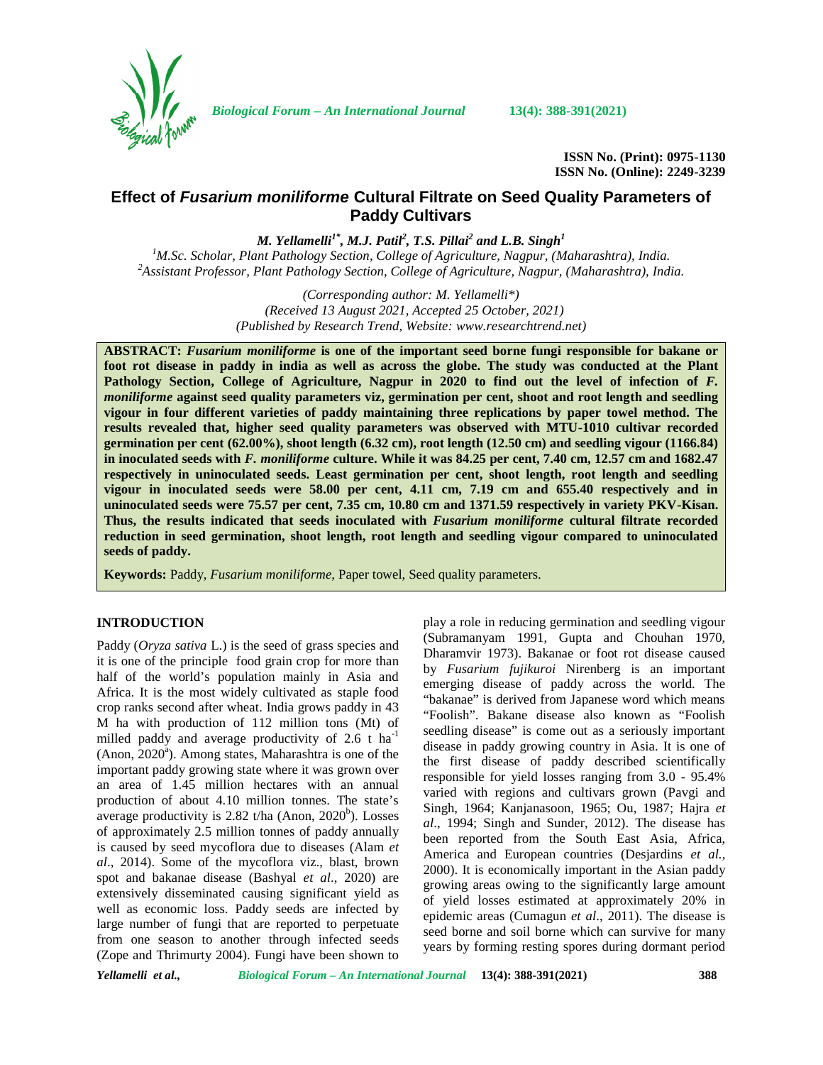ISSN No. (Print): 0975-1130
ISSN No. (Online): 2249-3239

# Effect of *Fusarium moniliforme* Cultural Filtrate on Seed Quality Parameters of Paddy Cultivars

***M. Yellamelli[1*], M.J. Patil[2], T.S. Pillai[2] and L.B. Singh[1]***

[1]*M.Sc. Scholar, Plant Pathology Section, College of Agriculture, Nagpur, (Maharashtra), India.*
[2]*Assistant Professor, Plant Pathology Section, College of Agriculture, Nagpur, (Maharashtra), India.*

*(Corresponding author: M. Yellamelli\*)*
*(Received 13 August 2021, Accepted 25 October, 2021)*
*(Published by Research Trend, Website: www.researchtrend.net)*

**ABSTRACT:** ***Fusarium moniliforme*** **is one of the important seed borne fungi responsible for bakane or foot rot disease in paddy in india as well as across the globe. The study was conducted at the Plant Pathology Section, College of Agriculture, Nagpur in 2020 to find out the level of infection of *F. moniliforme* against seed quality parameters viz, germination per cent, shoot and root length and seedling vigour in four different varieties of paddy maintaining three replications by paper towel method. The results revealed that, higher seed quality parameters was observed with MTU-1010 cultivar recorded germination per cent (62.00%), shoot length (6.32 cm), root length (12.50 cm) and seedling vigour (1166.84) in inoculated seeds with *F. moniliforme* culture. While it was 84.25 per cent, 7.40 cm, 12.57 cm and 1682.47 respectively in uninoculated seeds. Least germination per cent, shoot length, root length and seedling vigour in inoculated seeds were 58.00 per cent, 4.11 cm, 7.19 cm and 655.40 respectively and in uninoculated seeds were 75.57 per cent, 7.35 cm, 10.80 cm and 1371.59 respectively in variety PKV-Kisan. Thus, the results indicated that seeds inoculated with *Fusarium moniliforme* cultural filtrate recorded reduction in seed germination, shoot length, root length and seedling vigour compared to uninoculated seeds of paddy.**

**Keywords:** Paddy, *Fusarium moniliforme,* Paper towel, Seed quality parameters.

## INTRODUCTION

Paddy (*Oryza sativa* L.) is the seed of grass species and it is one of the principle food grain crop for more than half of the world's population mainly in Asia and Africa. It is the most widely cultivated as staple food crop ranks second after wheat. India grows paddy in 43 M ha with production of 112 million tons (Mt) of milled paddy and average productivity of 2.6 t ha$^{-1}$ (Anon, 2020[a]). Among states, Maharashtra is one of the important paddy growing state where it was grown over an area of 1.45 million hectares with an annual production of about 4.10 million tonnes. The state's average productivity is 2.82 t/ha (Anon, 2020[b]). Losses of approximately 2.5 million tonnes of paddy annually is caused by seed mycoflora due to diseases (Alam *et al*., 2014). Some of the mycoflora viz., blast, brown spot and bakanae disease (Bashyal *et al*., 2020) are extensively disseminated causing significant yield as well as economic loss. Paddy seeds are infected by large number of fungi that are reported to perpetuate from one season to another through infected seeds (Zope and Thrimurty 2004). Fungi have been shown to play a role in reducing germination and seedling vigour (Subramanyam 1991, Gupta and Chouhan 1970, Dharamvir 1973). Bakanae or foot rot disease caused by *Fusarium fujikuroi* Nirenberg is an important emerging disease of paddy across the world. The "bakanae" is derived from Japanese word which means "Foolish". Bakane disease also known as "Foolish seedling disease" is come out as a seriously important disease in paddy growing country in Asia. It is one of the first disease of paddy described scientifically responsible for yield losses ranging from 3.0 - 95.4% varied with regions and cultivars grown (Pavgi and Singh, 1964; Kanjanasoon, 1965; Ou, 1987; Hajra *et al*., 1994; Singh and Sunder, 2012). The disease has been reported from the South East Asia, Africa, America and European countries (Desjardins *et al.*, 2000). It is economically important in the Asian paddy growing areas owing to the significantly large amount of yield losses estimated at approximately 20% in epidemic areas (Cumagun *et al*., 2011). The disease is seed borne and soil borne which can survive for many years by forming resting spores during dormant period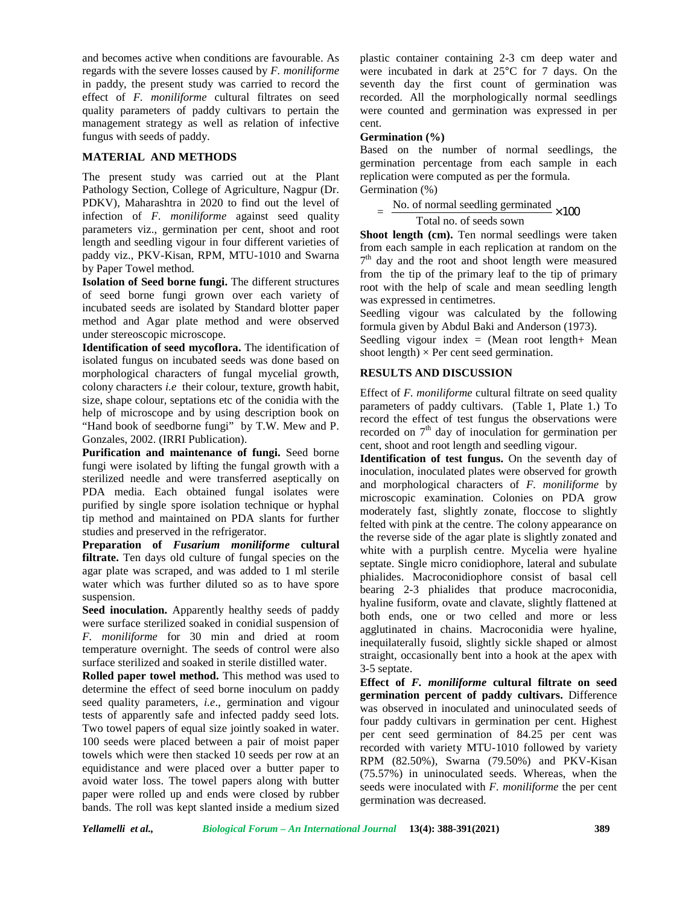and becomes active when conditions are favourable. As regards with the severe losses caused by *F. moniliforme* in paddy, the present study was carried to record the effect of *F. moniliforme* cultural filtrates on seed quality parameters of paddy cultivars to pertain the management strategy as well as relation of infective fungus with seeds of paddy.

## MATERIAL AND METHODS

The present study was carried out at the Plant Pathology Section, College of Agriculture, Nagpur (Dr. PDKV), Maharashtra in 2020 to find out the level of infection of *F. moniliforme* against seed quality parameters viz., germination per cent, shoot and root length and seedling vigour in four different varieties of paddy viz., PKV-Kisan, RPM, MTU-1010 and Swarna by Paper Towel method.

**Isolation of Seed borne fungi.** The different structures of seed borne fungi grown over each variety of incubated seeds are isolated by Standard blotter paper method and Agar plate method and were observed under stereoscopic microscope.

**Identification of seed mycoflora.** The identification of isolated fungus on incubated seeds was done based on morphological characters of fungal mycelial growth, colony characters *i.e* their colour, texture, growth habit, size, shape colour, septations etc of the conidia with the help of microscope and by using description book on "Hand book of seedborne fungi" by T.W. Mew and P. Gonzales, 2002. (IRRI Publication).

**Purification and maintenance of fungi.** Seed borne fungi were isolated by lifting the fungal growth with a sterilized needle and were transferred aseptically on PDA media. Each obtained fungal isolates were purified by single spore isolation technique or hyphal tip method and maintained on PDA slants for further studies and preserved in the refrigerator.

**Preparation of *Fusarium moniliforme* cultural filtrate.** Ten days old culture of fungal species on the agar plate was scraped, and was added to 1 ml sterile water which was further diluted so as to have spore suspension.

**Seed inoculation.** Apparently healthy seeds of paddy were surface sterilized soaked in conidial suspension of *F. moniliforme* for 30 min and dried at room temperature overnight. The seeds of control were also surface sterilized and soaked in sterile distilled water.

**Rolled paper towel method.** This method was used to determine the effect of seed borne inoculum on paddy seed quality parameters, *i.e*., germination and vigour tests of apparently safe and infected paddy seed lots. Two towel papers of equal size jointly soaked in water. 100 seeds were placed between a pair of moist paper towels which were then stacked 10 seeds per row at an equidistance and were placed over a butter paper to avoid water loss. The towel papers along with butter paper were rolled up and ends were closed by rubber bands. The roll was kept slanted inside a medium sized plastic container containing 2-3 cm deep water and were incubated in dark at 25°C for 7 days. On the seventh day the first count of germination was recorded. All the morphologically normal seedlings were counted and germination was expressed in per cent.

**Germination (%)**

Based on the number of normal seedlings, the germination percentage from each sample in each replication were computed as per the formula.

Germination (%)

$$= \frac{\text{No. of normal seedling germinated}}{\text{Total no. of seeds sown}} \times 100$$

**Shoot length (cm).** Ten normal seedlings were taken from each sample in each replication at random on the $7^{th}$ day and the root and shoot length were measured from the tip of the primary leaf to the tip of primary root with the help of scale and mean seedling length was expressed in centimetres.

Seedling vigour was calculated by the following formula given by Abdul Baki and Anderson (1973).

Seedling vigour index = (Mean root length+ Mean shoot length) × Per cent seed germination.

## RESULTS AND DISCUSSION

Effect of *F. moniliforme* cultural filtrate on seed quality parameters of paddy cultivars. (Table 1, Plate 1.) To record the effect of test fungus the observations were recorded on $7^{th}$ day of inoculation for germination per cent, shoot and root length and seedling vigour.

**Identification of test fungus.** On the seventh day of inoculation, inoculated plates were observed for growth and morphological characters of *F. moniliforme* by microscopic examination. Colonies on PDA grow moderately fast, slightly zonate, floccose to slightly felted with pink at the centre. The colony appearance on the reverse side of the agar plate is slightly zonated and white with a purplish centre. Mycelia were hyaline septate. Single micro conidiophore, lateral and subulate phialides. Macroconidiophore consist of basal cell bearing 2-3 phialides that produce macroconidia, hyaline fusiform, ovate and clavate, slightly flattened at both ends, one or two celled and more or less agglutinated in chains. Macroconidia were hyaline, inequilaterally fusoid, slightly sickle shaped or almost straight, occasionally bent into a hook at the apex with 3-5 septate.

**Effect of *F. moniliforme* cultural filtrate on seed germination percent of paddy cultivars.** Difference was observed in inoculated and uninoculated seeds of four paddy cultivars in germination per cent. Highest per cent seed germination of 84.25 per cent was recorded with variety MTU-1010 followed by variety RPM (82.50%), Swarna (79.50%) and PKV-Kisan (75.57%) in uninoculated seeds. Whereas, when the seeds were inoculated with *F. moniliforme* the per cent germination was decreased.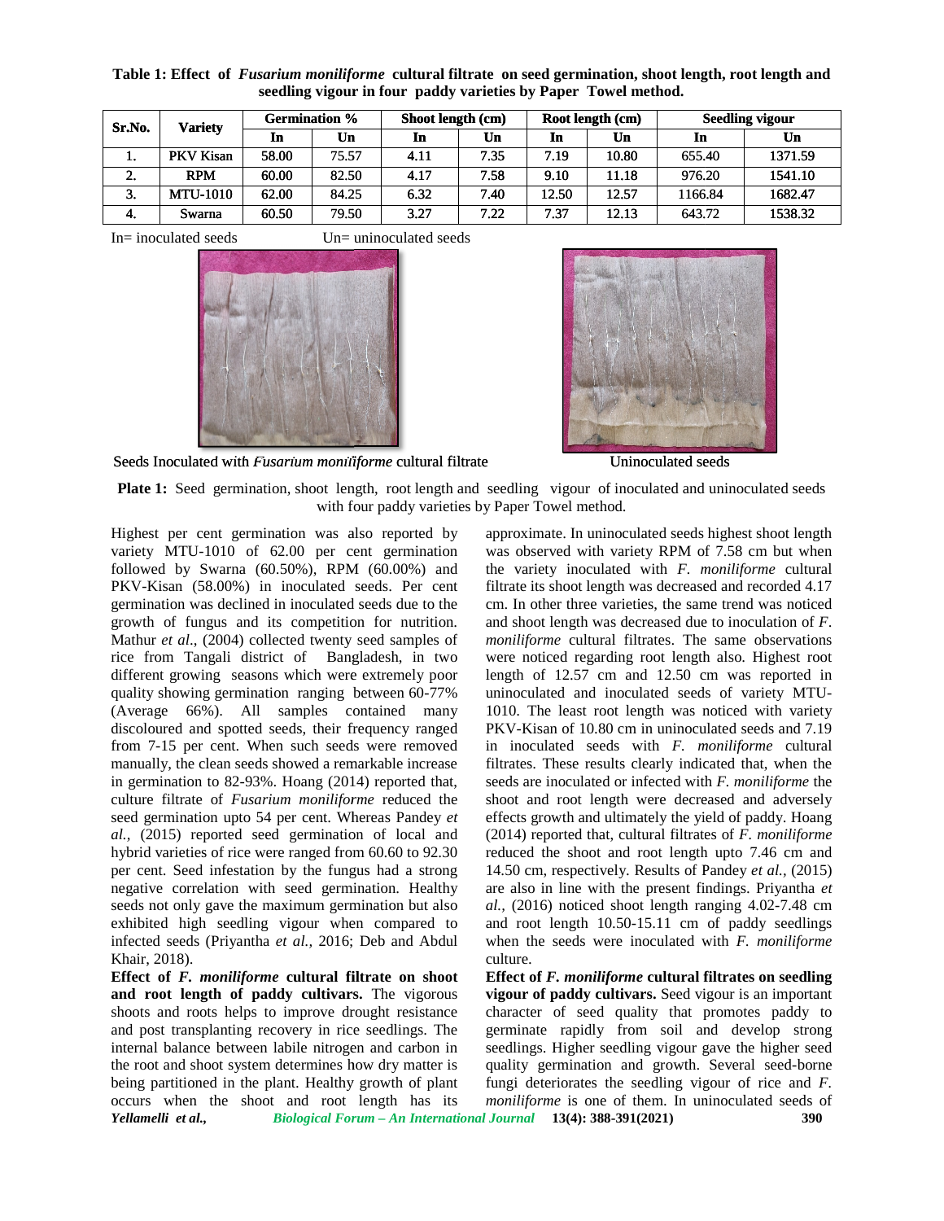**Table 1: Effect of *Fusarium moniliforme* cultural filtrate on seed germination, shoot length, root length and seedling vigour in four paddy varieties by Paper Towel method.**

| Sr.No. | Variety | Germination % | | Shoot length (cm) | | Root length (cm) | | Seedling vigour | |
|---|---|---|---|---|---|---|---|---|---|
| | | In | Un | In | Un | In | Un | In | Un |
| 1. | PKV Kisan | 58.00 | 75.57 | 4.11 | 7.35 | 7.19 | 10.80 | 655.40 | 1371.59 |
| 2. | RPM | 60.00 | 82.50 | 4.17 | 7.58 | 9.10 | 11.18 | 976.20 | 1541.10 |
| 3. | MTU-1010 | 62.00 | 84.25 | 6.32 | 7.40 | 12.50 | 12.57 | 1166.84 | 1682.47 |
| 4. | Swarna | 60.50 | 79.50 | 3.27 | 7.22 | 7.37 | 12.13 | 643.72 | 1538.32 |

In= inoculated seeds Un= uninoculated seeds

Seeds Inoculated with *Fusarium moniliforme* cultural filtrate

Uninoculated seeds

**Plate 1:** Seed germination, shoot length, root length and seedling vigour of inoculated and uninoculated seeds with four paddy varieties by Paper Towel method.

Highest per cent germination was also reported by variety MTU-1010 of 62.00 per cent germination followed by Swarna (60.50%), RPM (60.00%) and PKV-Kisan (58.00%) in inoculated seeds. Per cent germination was declined in inoculated seeds due to the growth of fungus and its competition for nutrition. Mathur *et al*., (2004) collected twenty seed samples of rice from Tangali district of Bangladesh, in two different growing seasons which were extremely poor quality showing germination ranging between 60-77% (Average 66%). All samples contained many discoloured and spotted seeds, their frequency ranged from 7-15 per cent. When such seeds were removed manually, the clean seeds showed a remarkable increase in germination to 82-93%. Hoang (2014) reported that, culture filtrate of *Fusarium moniliforme* reduced the seed germination upto 54 per cent. Whereas Pandey *et al.,* (2015) reported seed germination of local and hybrid varieties of rice were ranged from 60.60 to 92.30 per cent. Seed infestation by the fungus had a strong negative correlation with seed germination. Healthy seeds not only gave the maximum germination but also exhibited high seedling vigour when compared to infected seeds (Priyantha *et al.,* 2016; Deb and Abdul Khair, 2018).

**Effect of *F. moniliforme* cultural filtrate on shoot and root length of paddy cultivars.** The vigorous shoots and roots helps to improve drought resistance and post transplanting recovery in rice seedlings. The internal balance between labile nitrogen and carbon in the root and shoot system determines how dry matter is being partitioned in the plant. Healthy growth of plant occurs when the shoot and root length has its approximate. In uninoculated seeds highest shoot length was observed with variety RPM of 7.58 cm but when the variety inoculated with *F. moniliforme* cultural filtrate its shoot length was decreased and recorded 4.17 cm. In other three varieties, the same trend was noticed and shoot length was decreased due to inoculation of *F. moniliforme* cultural filtrates. The same observations were noticed regarding root length also. Highest root length of 12.57 cm and 12.50 cm was reported in uninoculated and inoculated seeds of variety MTU-1010. The least root length was noticed with variety PKV-Kisan of 10.80 cm in uninoculated seeds and 7.19 in inoculated seeds with *F. moniliforme* cultural filtrates. These results clearly indicated that, when the seeds are inoculated or infected with *F. moniliforme* the shoot and root length were decreased and adversely effects growth and ultimately the yield of paddy. Hoang (2014) reported that, cultural filtrates of *F. moniliforme* reduced the shoot and root length upto 7.46 cm and 14.50 cm, respectively. Results of Pandey *et al.,* (2015) are also in line with the present findings. Priyantha *et al.,* (2016) noticed shoot length ranging 4.02-7.48 cm and root length 10.50-15.11 cm of paddy seedlings when the seeds were inoculated with *F. moniliforme* culture.

**Effect of *F. moniliforme* cultural filtrates on seedling vigour of paddy cultivars.** Seed vigour is an important character of seed quality that promotes paddy to germinate rapidly from soil and develop strong seedlings. Higher seedling vigour gave the higher seed quality germination and growth. Several seed-borne fungi deteriorates the seedling vigour of rice and *F. moniliforme* is one of them. In uninoculated seeds of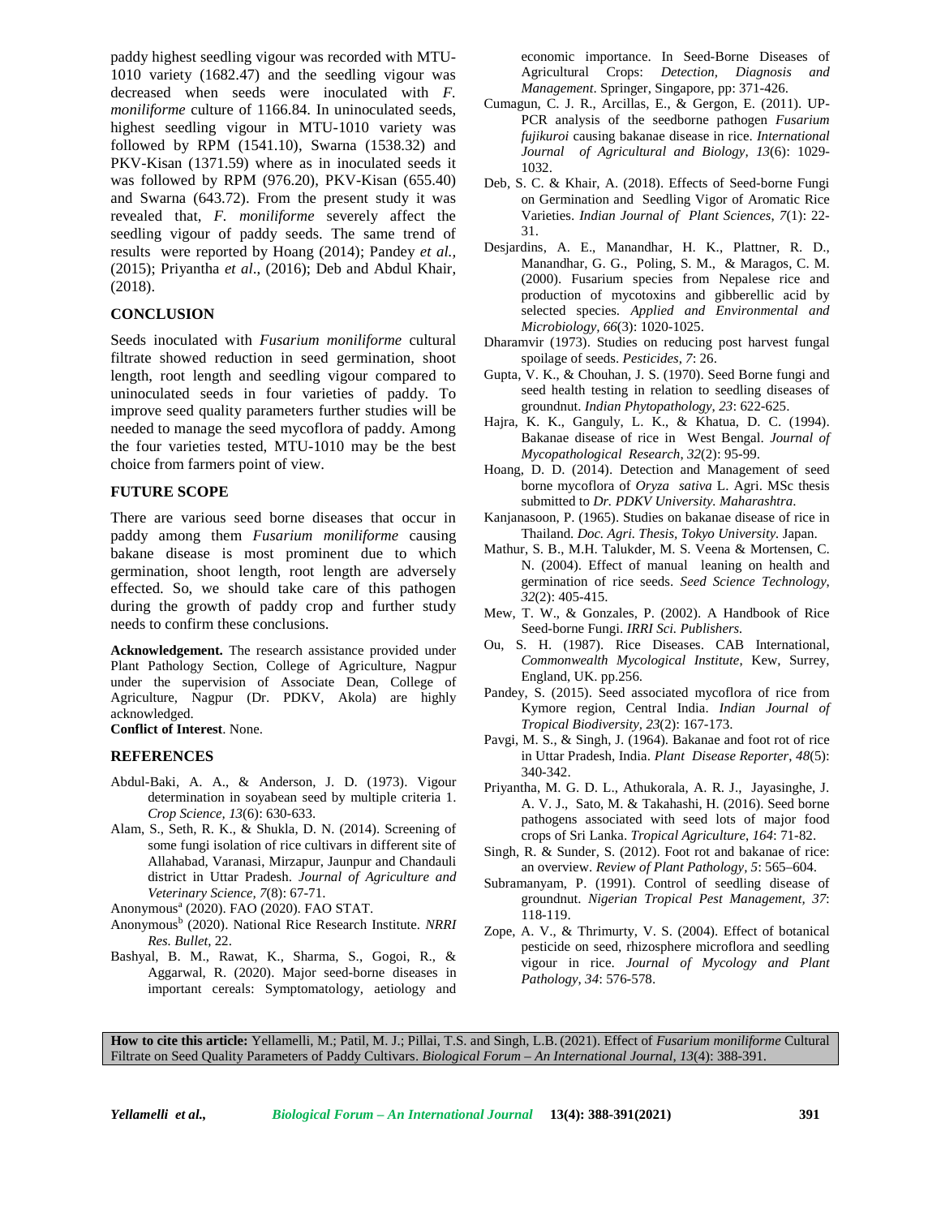paddy highest seedling vigour was recorded with MTU-1010 variety (1682.47) and the seedling vigour was decreased when seeds were inoculated with *F. moniliforme* culture of 1166.84. In uninoculated seeds, highest seedling vigour in MTU-1010 variety was followed by RPM (1541.10), Swarna (1538.32) and PKV-Kisan (1371.59) where as in inoculated seeds it was followed by RPM (976.20), PKV-Kisan (655.40) and Swarna (643.72). From the present study it was revealed that, *F. moniliforme* severely affect the seedling vigour of paddy seeds. The same trend of results were reported by Hoang (2014); Pandey *et al.*, (2015); Priyantha *et al*., (2016); Deb and Abdul Khair, (2018).

## CONCLUSION

Seeds inoculated with *Fusarium moniliforme* cultural filtrate showed reduction in seed germination, shoot length, root length and seedling vigour compared to uninoculated seeds in four varieties of paddy. To improve seed quality parameters further studies will be needed to manage the seed mycoflora of paddy. Among the four varieties tested, MTU-1010 may be the best choice from farmers point of view.

## FUTURE SCOPE

There are various seed borne diseases that occur in paddy among them *Fusarium moniliforme* causing bakane disease is most prominent due to which germination, shoot length, root length are adversely effected. So, we should take care of this pathogen during the growth of paddy crop and further study needs to confirm these conclusions.

**Acknowledgement.** The research assistance provided under Plant Pathology Section, College of Agriculture, Nagpur under the supervision of Associate Dean, College of Agriculture, Nagpur (Dr. PDKV, Akola) are highly acknowledged.

**Conflict of Interest**. None.

## REFERENCES

Abdul-Baki, A. A., & Anderson, J. D. (1973). Vigour determination in soyabean seed by multiple criteria 1. *Crop Science, 13*(6): 630-633.

Alam, S., Seth, R. K., & Shukla, D. N. (2014). Screening of some fungi isolation of rice cultivars in different site of Allahabad, Varanasi, Mirzapur, Jaunpur and Chandauli district in Uttar Pradesh. *Journal of Agriculture and Veterinary Science, 7*(8): 67-71.

Anonymous[a] (2020). FAO (2020). FAO STAT.

Anonymous[b] (2020). National Rice Research Institute. *NRRI Res. Bullet*, 22.

Bashyal, B. M., Rawat, K., Sharma, S., Gogoi, R., & Aggarwal, R. (2020). Major seed-borne diseases in important cereals: Symptomatology, aetiology and economic importance. In Seed-Borne Diseases of Agricultural Crops: *Detection, Diagnosis and Management*. Springer, Singapore, pp: 371-426.

Cumagun, C. J. R., Arcillas, E., & Gergon, E. (2011). UP-PCR analysis of the seedborne pathogen *Fusarium fujikuroi* causing bakanae disease in rice. *International Journal of Agricultural and Biology, 13*(6): 1029-1032.

Deb, S. C. & Khair, A. (2018). Effects of Seed-borne Fungi on Germination and Seedling Vigor of Aromatic Rice Varieties. *Indian Journal of Plant Sciences, 7*(1): 22-31.

Desjardins, A. E., Manandhar, H. K., Plattner, R. D., Manandhar, G. G., Poling, S. M., & Maragos, C. M. (2000). Fusarium species from Nepalese rice and production of mycotoxins and gibberellic acid by selected species. *Applied and Environmental and Microbiology, 66*(3): 1020-1025.

Dharamvir (1973). Studies on reducing post harvest fungal spoilage of seeds. *Pesticides*, *7*: 26.

Gupta, V. K., & Chouhan, J. S. (1970). Seed Borne fungi and seed health testing in relation to seedling diseases of groundnut. *Indian Phytopathology, 23*: 622-625.

Hajra, K. K., Ganguly, L. K., & Khatua, D. C. (1994). Bakanae disease of rice in West Bengal. *Journal of Mycopathological Research, 32*(2): 95-99.

Hoang, D. D. (2014). Detection and Management of seed borne mycoflora of *Oryza sativa* L. Agri. MSc thesis submitted to *Dr. PDKV University. Maharashtra.*

Kanjanasoon, P. (1965). Studies on bakanae disease of rice in Thailand. *Doc. Agri. Thesis, Tokyo University.* Japan.

Mathur, S. B., M.H. Talukder, M. S. Veena & Mortensen, C. N. (2004). Effect of manual leaning on health and germination of rice seeds. *Seed Science Technology, 32*(2): 405-415.

Mew, T. W., & Gonzales, P. (2002). A Handbook of Rice Seed-borne Fungi. *IRRI Sci. Publishers.*

Ou, S. H. (1987). Rice Diseases. CAB International, *Commonwealth Mycological Institute*, Kew, Surrey, England, UK. pp.256.

Pandey, S. (2015). Seed associated mycoflora of rice from Kymore region, Central India. *Indian Journal of Tropical Biodiversity, 23*(2): 167-173.

Pavgi, M. S., & Singh, J. (1964). Bakanae and foot rot of rice in Uttar Pradesh, India. *Plant Disease Reporter*, *48*(5): 340-342.

Priyantha, M. G. D. L., Athukorala, A. R. J., Jayasinghe, J. A. V. J., Sato, M. & Takahashi, H. (2016). Seed borne pathogens associated with seed lots of major food crops of Sri Lanka. *Tropical Agriculture*, *164*: 71-82.

Singh, R. & Sunder, S. (2012). Foot rot and bakanae of rice: an overview. *Review of Plant Pathology, 5*: 565–604.

Subramanyam, P. (1991). Control of seedling disease of groundnut. *Nigerian Tropical Pest Management, 37*: 118-119.

Zope, A. V., & Thrimurty, V. S. (2004). Effect of botanical pesticide on seed, rhizosphere microflora and seedling vigour in rice. *Journal of Mycology and Plant Pathology, 34*: 576-578.

**How to cite this article:** Yellamelli, M.; Patil, M. J.; Pillai, T.S. and Singh, L.B. (2021). Effect of *Fusarium moniliforme* Cultural Filtrate on Seed Quality Parameters of Paddy Cultivars. *Biological Forum – An International Journal, 13*(4): 388-391.